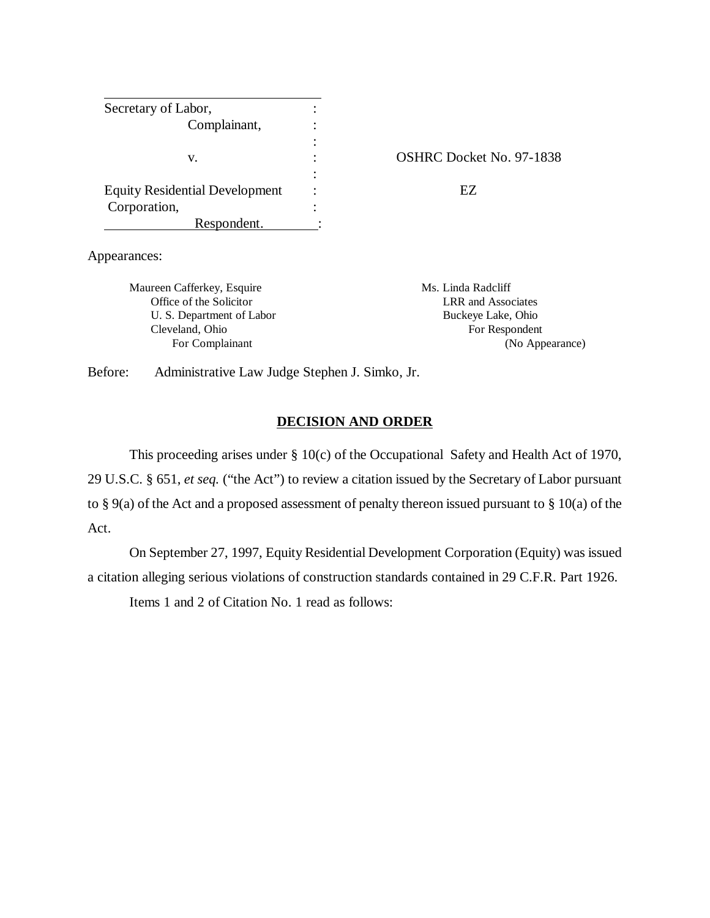| | | |
|---|---|---|
| Secretary of Labor, Complainant, | : | |
| v. | : | OSHRC Docket No. 97-1838 |
| Equity Residential Development Corporation, Respondent. | : | EZ |

Appearances:

Maureen Cafferkey, Esquire
Office of the Solicitor
U. S. Department of Labor
Cleveland, Ohio
For Complainant

Ms. Linda Radcliff
LRR and Associates
Buckeye Lake, Ohio
For Respondent
(No Appearance)

Before: Administrative Law Judge Stephen J. Simko, Jr.

## DECISION AND ORDER

This proceeding arises under § 10(c) of the Occupational Safety and Health Act of 1970, 29 U.S.C. § 651, *et seq.* ("the Act") to review a citation issued by the Secretary of Labor pursuant to § 9(a) of the Act and a proposed assessment of penalty thereon issued pursuant to § 10(a) of the Act.

On September 27, 1997, Equity Residential Development Corporation (Equity) was issued a citation alleging serious violations of construction standards contained in 29 C.F.R. Part 1926.

Items 1 and 2 of Citation No. 1 read as follows: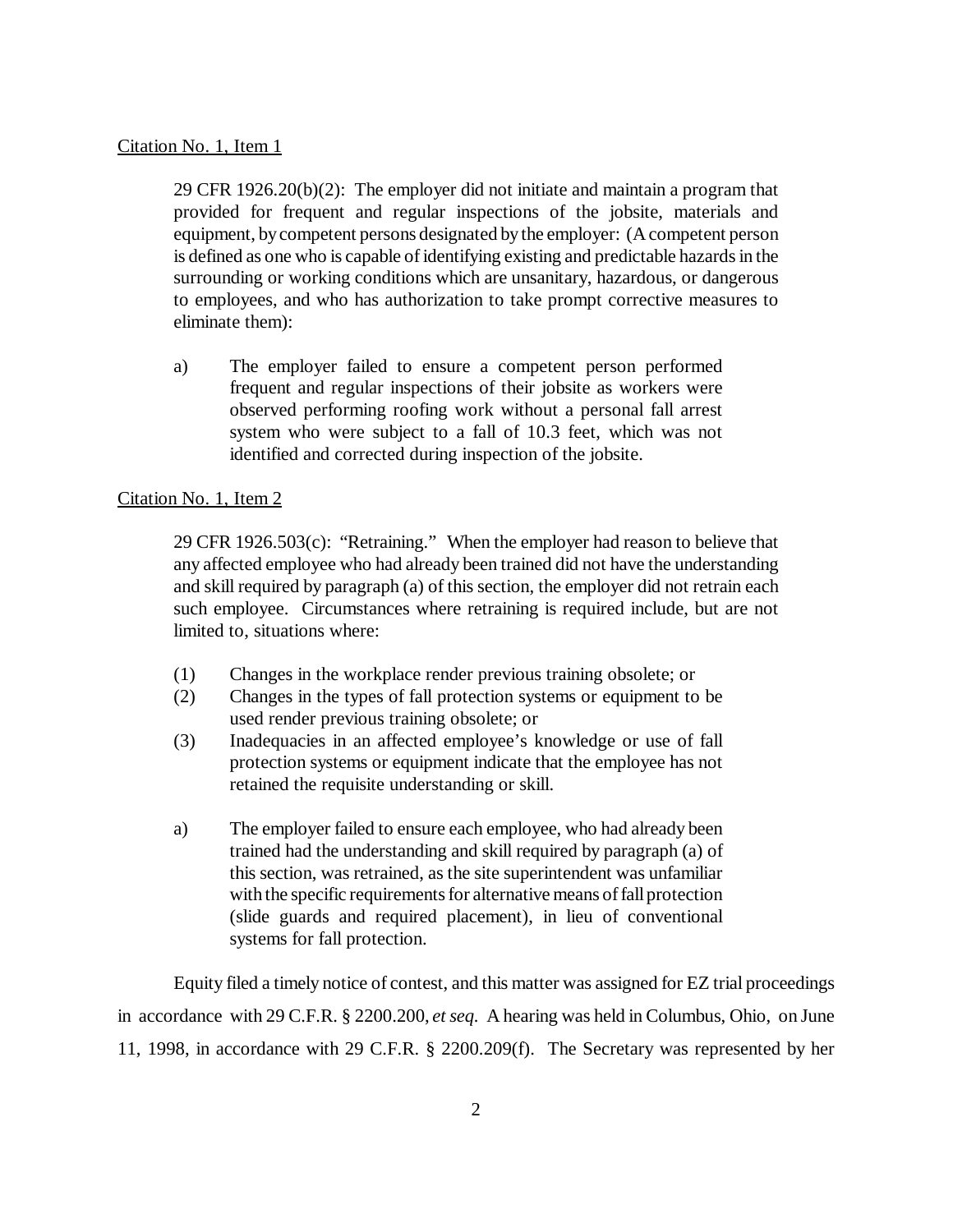Citation No. 1, Item 1

> 29 CFR 1926.20(b)(2): The employer did not initiate and maintain a program that provided for frequent and regular inspections of the jobsite, materials and equipment, by competent persons designated by the employer: (A competent person is defined as one who is capable of identifying existing and predictable hazards in the surrounding or working conditions which are unsanitary, hazardous, or dangerous to employees, and who has authorization to take prompt corrective measures to eliminate them):
>
> a) The employer failed to ensure a competent person performed frequent and regular inspections of their jobsite as workers were observed performing roofing work without a personal fall arrest system who were subject to a fall of 10.3 feet, which was not identified and corrected during inspection of the jobsite.

Citation No. 1, Item 2

> 29 CFR 1926.503(c): "Retraining." When the employer had reason to believe that any affected employee who had already been trained did not have the understanding and skill required by paragraph (a) of this section, the employer did not retrain each such employee. Circumstances where retraining is required include, but are not limited to, situations where:
>
> (1) Changes in the workplace render previous training obsolete; or
> (2) Changes in the types of fall protection systems or equipment to be used render previous training obsolete; or
> (3) Inadequacies in an affected employee's knowledge or use of fall protection systems or equipment indicate that the employee has not retained the requisite understanding or skill.
>
> a) The employer failed to ensure each employee, who had already been trained had the understanding and skill required by paragraph (a) of this section, was retrained, as the site superintendent was unfamiliar with the specific requirements for alternative means of fall protection (slide guards and required placement), in lieu of conventional systems for fall protection.

Equity filed a timely notice of contest, and this matter was assigned for EZ trial proceedings in accordance with 29 C.F.R. § 2200.200, *et seq*. A hearing was held in Columbus, Ohio, on June 11, 1998, in accordance with 29 C.F.R. § 2200.209(f). The Secretary was represented by her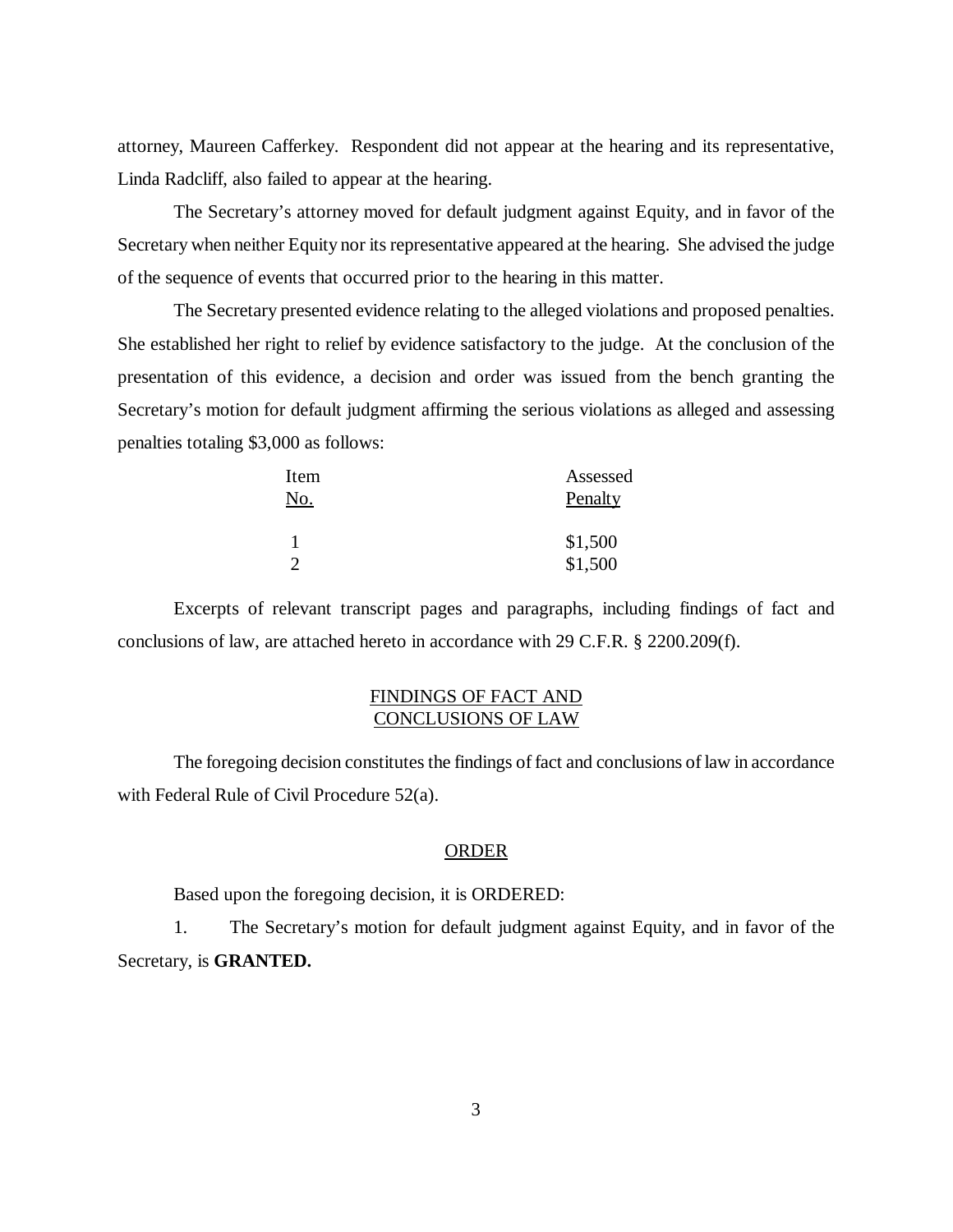attorney, Maureen Cafferkey. Respondent did not appear at the hearing and its representative, Linda Radcliff, also failed to appear at the hearing.

The Secretary's attorney moved for default judgment against Equity, and in favor of the Secretary when neither Equity nor its representative appeared at the hearing. She advised the judge of the sequence of events that occurred prior to the hearing in this matter.

The Secretary presented evidence relating to the alleged violations and proposed penalties. She established her right to relief by evidence satisfactory to the judge. At the conclusion of the presentation of this evidence, a decision and order was issued from the bench granting the Secretary's motion for default judgment affirming the serious violations as alleged and assessing penalties totaling $3,000 as follows:

| Item No. | Assessed Penalty |
|---|---|
| 1 | $1,500 |
| 2 | $1,500 |

Excerpts of relevant transcript pages and paragraphs, including findings of fact and conclusions of law, are attached hereto in accordance with 29 C.F.R. § 2200.209(f).

## FINDINGS OF FACT AND CONCLUSIONS OF LAW

The foregoing decision constitutes the findings of fact and conclusions of law in accordance with Federal Rule of Civil Procedure 52(a).

## ORDER

Based upon the foregoing decision, it is ORDERED:

1. The Secretary's motion for default judgment against Equity, and in favor of the Secretary, is **GRANTED.**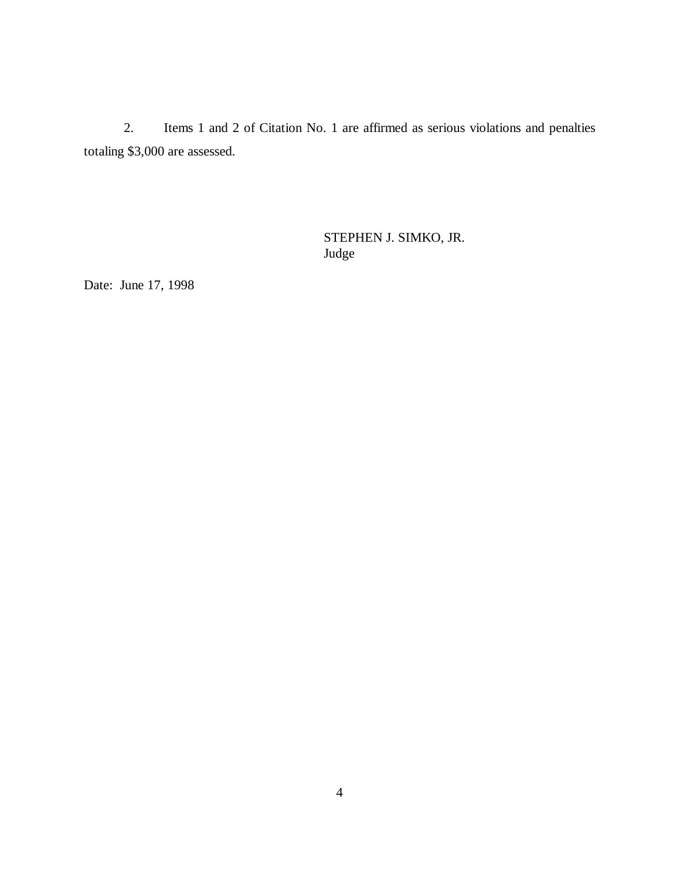2. Items 1 and 2 of Citation No. 1 are affirmed as serious violations and penalties totaling $3,000 are assessed.

STEPHEN J. SIMKO, JR.
Judge

Date: June 17, 1998